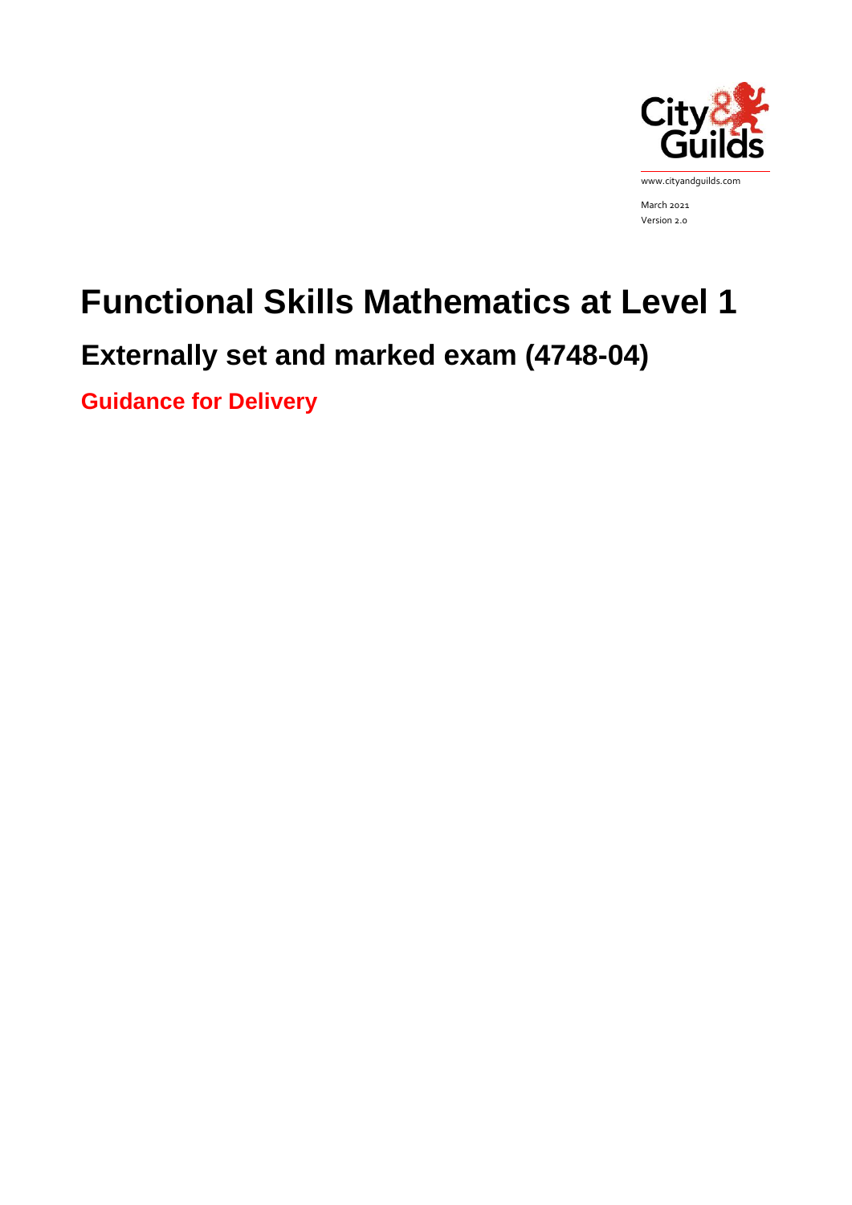www.cityandguilds.com

March 2021
Version 2.0

# Functional Skills Mathematics at Level 1

## Externally set and marked exam (4748-04)

### Guidance for Delivery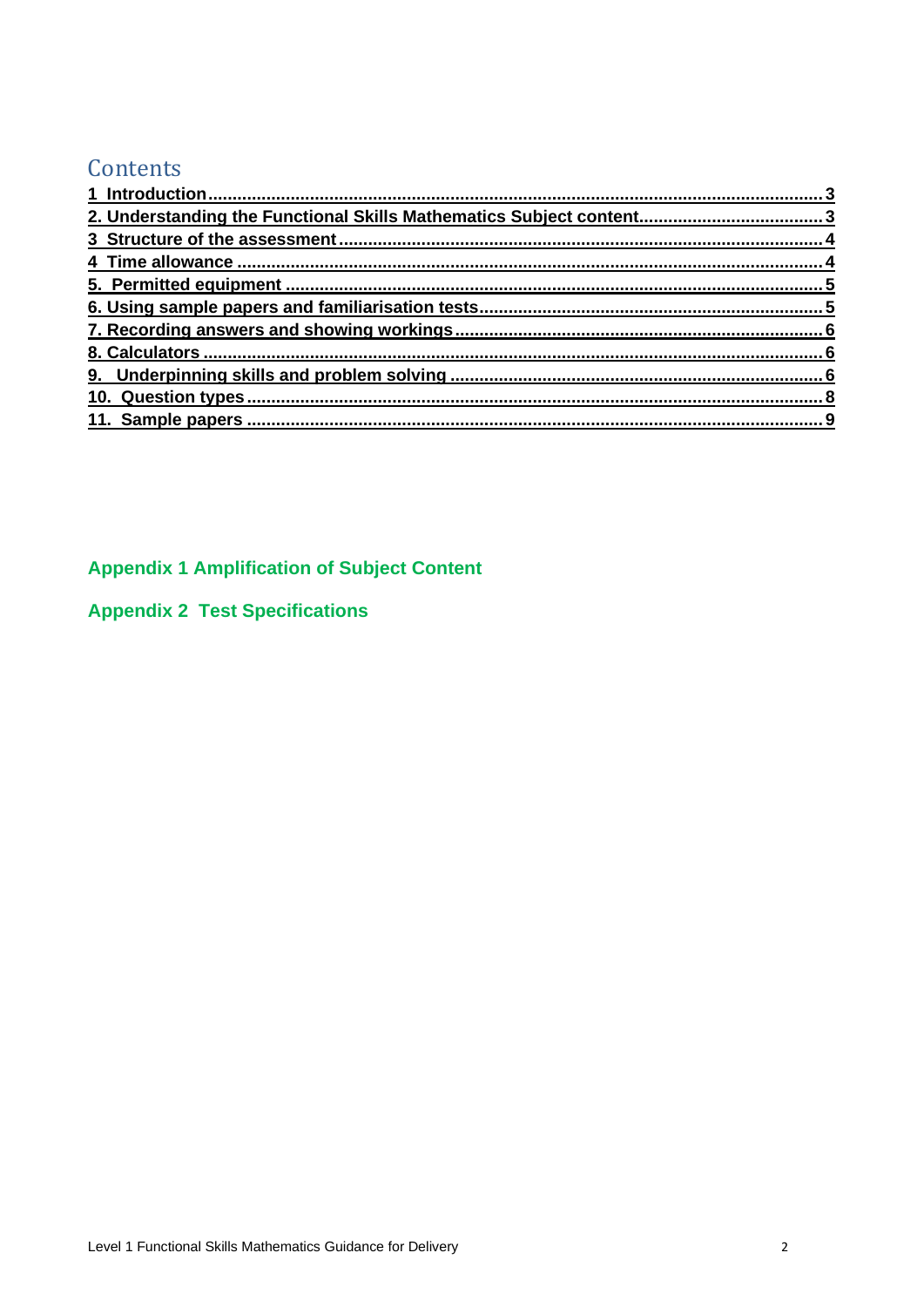# Contents

1 Introduction ........................................................................................................ 3
2. Understanding the Functional Skills Mathematics Subject content ........................................ 3
3 Structure of the assessment .......................................................................................... 4
4 Time allowance ........................................................................................................ 4
5. Permitted equipment ................................................................................................. 5
6. Using sample papers and familiarisation tests ..................................................................... 5
7. Recording answers and showing workings ......................................................................... 6
8. Calculators .............................................................................................................. 6
9. Underpinning skills and problem solving ........................................................................... 6
10. Question types ........................................................................................................ 8
11. Sample papers ........................................................................................................ 9

**Appendix 1 Amplification of Subject Content**

**Appendix 2 Test Specifications**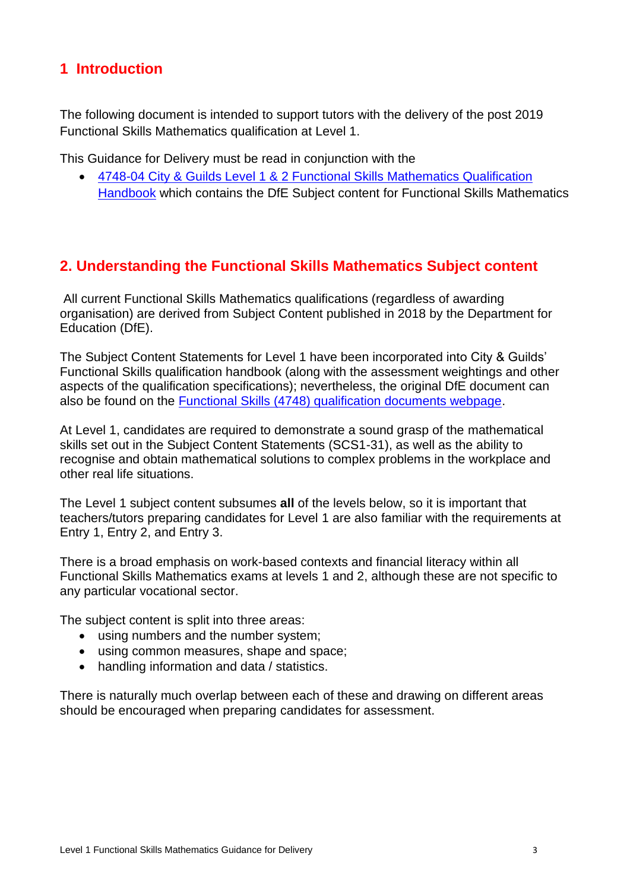## 1 Introduction

The following document is intended to support tutors with the delivery of the post 2019 Functional Skills Mathematics qualification at Level 1.

This Guidance for Delivery must be read in conjunction with the

- 4748-04 City & Guilds Level 1 & 2 Functional Skills Mathematics Qualification Handbook which contains the DfE Subject content for Functional Skills Mathematics

## 2. Understanding the Functional Skills Mathematics Subject content

All current Functional Skills Mathematics qualifications (regardless of awarding organisation) are derived from Subject Content published in 2018 by the Department for Education (DfE).

The Subject Content Statements for Level 1 have been incorporated into City & Guilds' Functional Skills qualification handbook (along with the assessment weightings and other aspects of the qualification specifications); nevertheless, the original DfE document can also be found on the Functional Skills (4748) qualification documents webpage.

At Level 1, candidates are required to demonstrate a sound grasp of the mathematical skills set out in the Subject Content Statements (SCS1-31), as well as the ability to recognise and obtain mathematical solutions to complex problems in the workplace and other real life situations.

The Level 1 subject content subsumes **all** of the levels below, so it is important that teachers/tutors preparing candidates for Level 1 are also familiar with the requirements at Entry 1, Entry 2, and Entry 3.

There is a broad emphasis on work-based contexts and financial literacy within all Functional Skills Mathematics exams at levels 1 and 2, although these are not specific to any particular vocational sector.

The subject content is split into three areas:

- using numbers and the number system;
- using common measures, shape and space;
- handling information and data / statistics.

There is naturally much overlap between each of these and drawing on different areas should be encouraged when preparing candidates for assessment.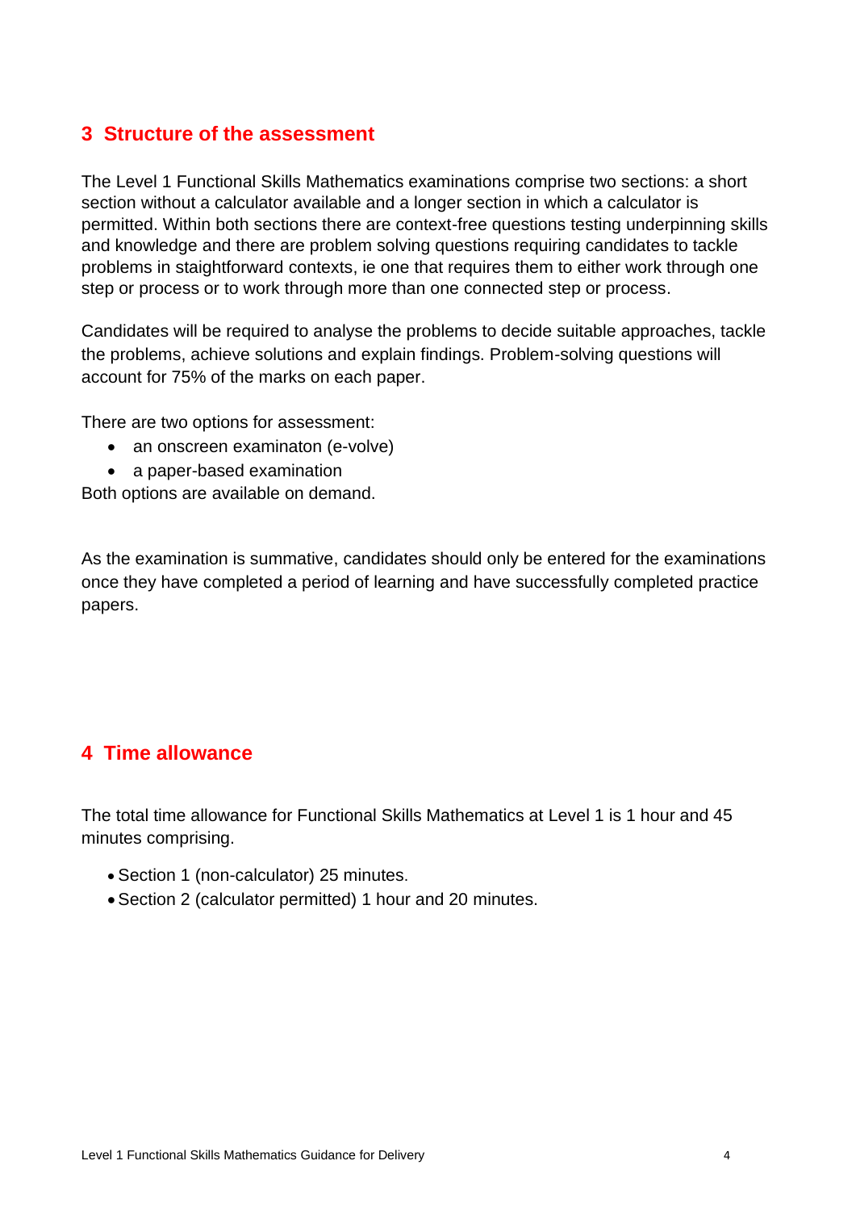## 3 Structure of the assessment

The Level 1 Functional Skills Mathematics examinations comprise two sections: a short section without a calculator available and a longer section in which a calculator is permitted. Within both sections there are context-free questions testing underpinning skills and knowledge and there are problem solving questions requiring candidates to tackle problems in staightforward contexts, ie one that requires them to either work through one step or process or to work through more than one connected step or process.

Candidates will be required to analyse the problems to decide suitable approaches, tackle the problems, achieve solutions and explain findings. Problem-solving questions will account for 75% of the marks on each paper.

There are two options for assessment:

- an onscreen examinaton (e-volve)
- a paper-based examination

Both options are available on demand.

As the examination is summative, candidates should only be entered for the examinations once they have completed a period of learning and have successfully completed practice papers.

## 4 Time allowance

The total time allowance for Functional Skills Mathematics at Level 1 is 1 hour and 45 minutes comprising.

- Section 1 (non-calculator) 25 minutes.
- Section 2 (calculator permitted) 1 hour and 20 minutes.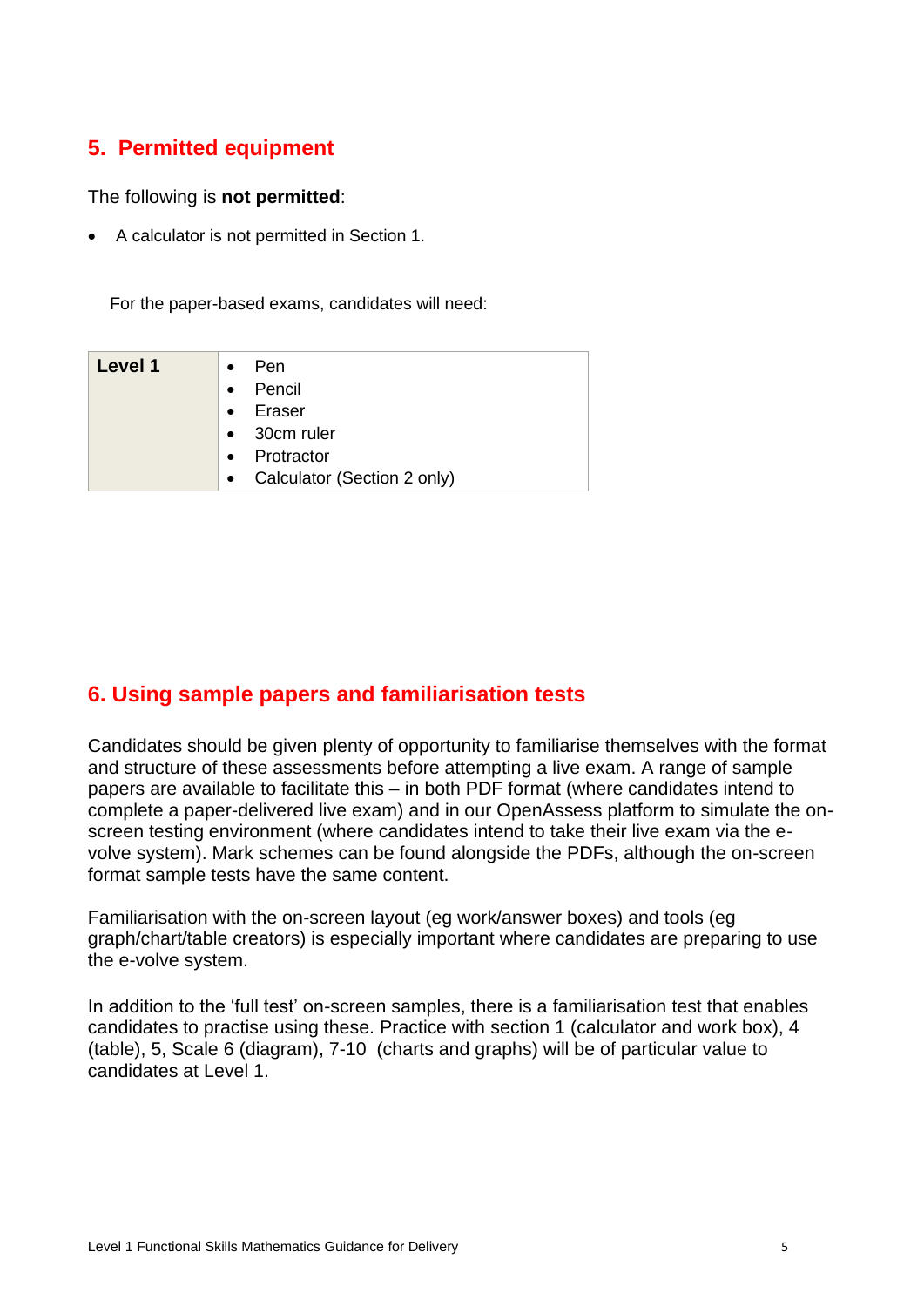## 5. Permitted equipment

The following is **not permitted**:

- A calculator is not permitted in Section 1.

For the paper-based exams, candidates will need:

| **Level 1** | • Pen<br>• Pencil<br>• Eraser<br>• 30cm ruler<br>• Protractor<br>• Calculator (Section 2 only) |
|---|---|

## 6. Using sample papers and familiarisation tests

Candidates should be given plenty of opportunity to familiarise themselves with the format and structure of these assessments before attempting a live exam. A range of sample papers are available to facilitate this – in both PDF format (where candidates intend to complete a paper-delivered live exam) and in our OpenAssess platform to simulate the on-screen testing environment (where candidates intend to take their live exam via the e-volve system). Mark schemes can be found alongside the PDFs, although the on-screen format sample tests have the same content.

Familiarisation with the on-screen layout (eg work/answer boxes) and tools (eg graph/chart/table creators) is especially important where candidates are preparing to use the e-volve system.

In addition to the 'full test' on-screen samples, there is a familiarisation test that enables candidates to practise using these. Practice with section 1 (calculator and work box), 4 (table), 5, Scale 6 (diagram), 7-10 (charts and graphs) will be of particular value to candidates at Level 1.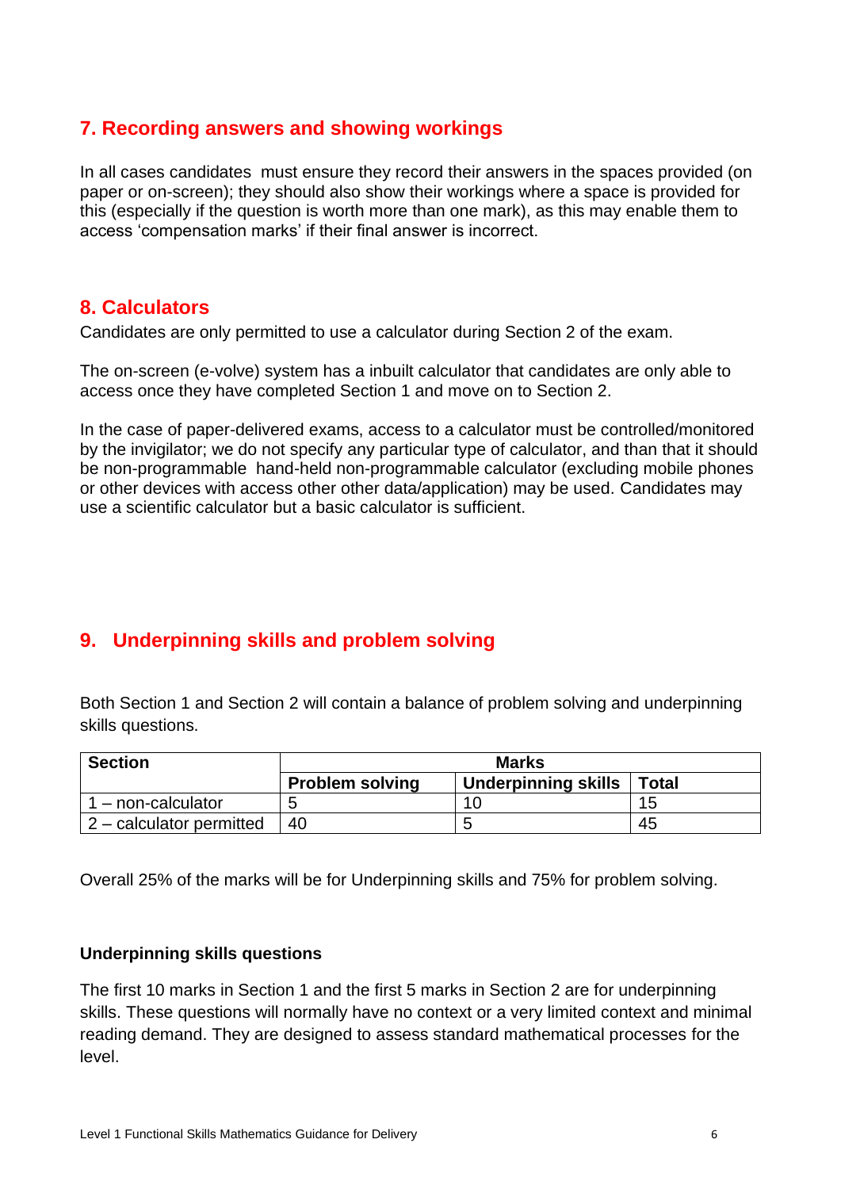## 7. Recording answers and showing workings

In all cases candidates must ensure they record their answers in the spaces provided (on paper or on-screen); they should also show their workings where a space is provided for this (especially if the question is worth more than one mark), as this may enable them to access 'compensation marks' if their final answer is incorrect.

## 8. Calculators

Candidates are only permitted to use a calculator during Section 2 of the exam.

The on-screen (e-volve) system has a inbuilt calculator that candidates are only able to access once they have completed Section 1 and move on to Section 2.

In the case of paper-delivered exams, access to a calculator must be controlled/monitored by the invigilator; we do not specify any particular type of calculator, and than that it should be non-programmable hand-held non-programmable calculator (excluding mobile phones or other devices with access other other data/application) may be used. Candidates may use a scientific calculator but a basic calculator is sufficient.

## 9. Underpinning skills and problem solving

Both Section 1 and Section 2 will contain a balance of problem solving and underpinning skills questions.

| Section | Marks | | |
|---|---|---|---|
| | Problem solving | Underpinning skills | Total |
| 1 – non-calculator | 5 | 10 | 15 |
| 2 – calculator permitted | 40 | 5 | 45 |

Overall 25% of the marks will be for Underpinning skills and 75% for problem solving.

**Underpinning skills questions**

The first 10 marks in Section 1 and the first 5 marks in Section 2 are for underpinning skills. These questions will normally have no context or a very limited context and minimal reading demand. They are designed to assess standard mathematical processes for the level.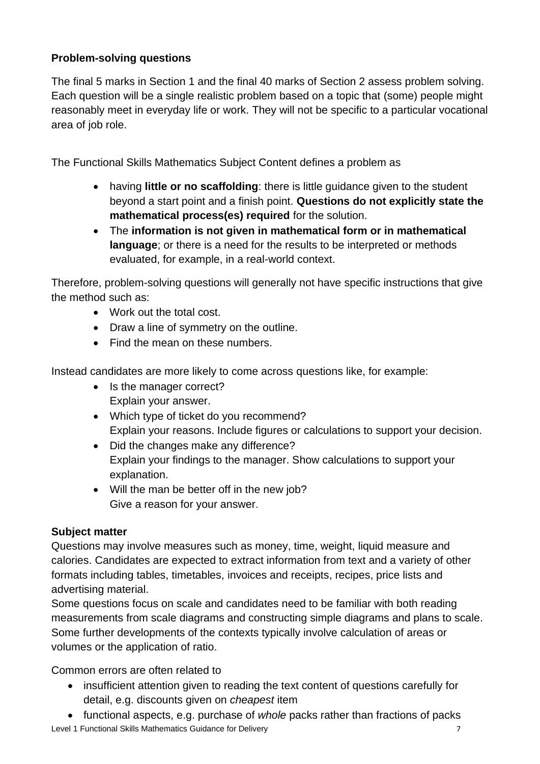**Problem-solving questions**

The final 5 marks in Section 1 and the final 40 marks of Section 2 assess problem solving. Each question will be a single realistic problem based on a topic that (some) people might reasonably meet in everyday life or work. They will not be specific to a particular vocational area of job role.

The Functional Skills Mathematics Subject Content defines a problem as

- having **little or no scaffolding**: there is little guidance given to the student beyond a start point and a finish point. **Questions do not explicitly state the mathematical process(es) required** for the solution.
- The **information is not given in mathematical form or in mathematical language**; or there is a need for the results to be interpreted or methods evaluated, for example, in a real-world context.

Therefore, problem-solving questions will generally not have specific instructions that give the method such as:

- Work out the total cost.
- Draw a line of symmetry on the outline.
- Find the mean on these numbers.

Instead candidates are more likely to come across questions like, for example:

- Is the manager correct?
  Explain your answer.
- Which type of ticket do you recommend?
  Explain your reasons. Include figures or calculations to support your decision.
- Did the changes make any difference?
  Explain your findings to the manager. Show calculations to support your explanation.
- Will the man be better off in the new job?
  Give a reason for your answer.

**Subject matter**

Questions may involve measures such as money, time, weight, liquid measure and calories. Candidates are expected to extract information from text and a variety of other formats including tables, timetables, invoices and receipts, recipes, price lists and advertising material.

Some questions focus on scale and candidates need to be familiar with both reading measurements from scale diagrams and constructing simple diagrams and plans to scale. Some further developments of the contexts typically involve calculation of areas or volumes or the application of ratio.

Common errors are often related to

- insufficient attention given to reading the text content of questions carefully for detail, e.g. discounts given on *cheapest* item
- functional aspects, e.g. purchase of *whole* packs rather than fractions of packs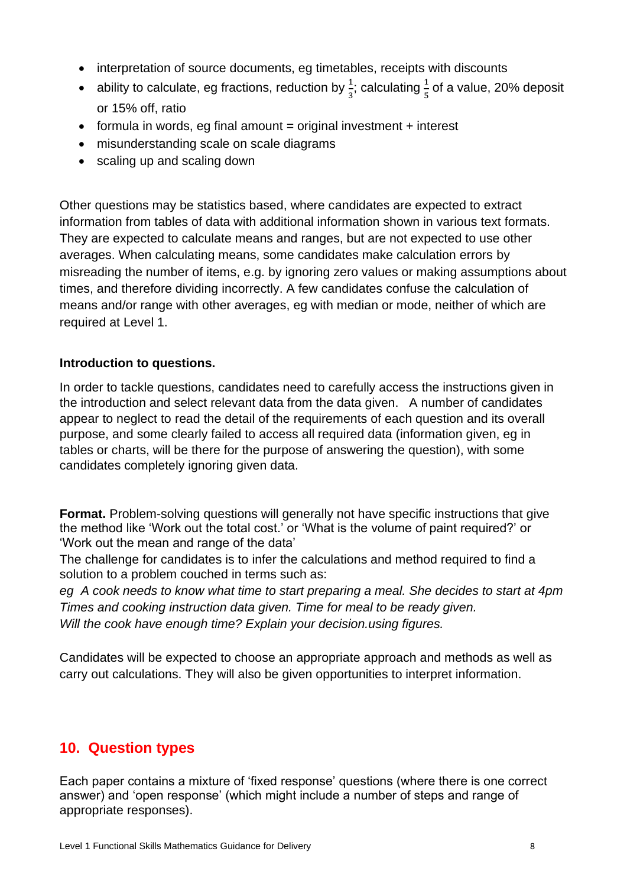- interpretation of source documents, eg timetables, receipts with discounts
- ability to calculate, eg fractions, reduction by $\frac{1}{3}$; calculating $\frac{1}{5}$ of a value, 20% deposit or 15% off, ratio
- formula in words, eg final amount = original investment + interest
- misunderstanding scale on scale diagrams
- scaling up and scaling down

Other questions may be statistics based, where candidates are expected to extract information from tables of data with additional information shown in various text formats. They are expected to calculate means and ranges, but are not expected to use other averages. When calculating means, some candidates make calculation errors by misreading the number of items, e.g. by ignoring zero values or making assumptions about times, and therefore dividing incorrectly. A few candidates confuse the calculation of means and/or range with other averages, eg with median or mode, neither of which are required at Level 1.

**Introduction to questions.**

In order to tackle questions, candidates need to carefully access the instructions given in the introduction and select relevant data from the data given. A number of candidates appear to neglect to read the detail of the requirements of each question and its overall purpose, and some clearly failed to access all required data (information given, eg in tables or charts, will be there for the purpose of answering the question), with some candidates completely ignoring given data.

**Format.** Problem-solving questions will generally not have specific instructions that give the method like 'Work out the total cost.' or 'What is the volume of paint required?' or 'Work out the mean and range of the data'

The challenge for candidates is to infer the calculations and method required to find a solution to a problem couched in terms such as:

*eg A cook needs to know what time to start preparing a meal. She decides to start at 4pm Times and cooking instruction data given. Time for meal to be ready given. Will the cook have enough time? Explain your decision.using figures.*

Candidates will be expected to choose an appropriate approach and methods as well as carry out calculations. They will also be given opportunities to interpret information.

## 10. Question types

Each paper contains a mixture of 'fixed response' questions (where there is one correct answer) and 'open response' (which might include a number of steps and range of appropriate responses).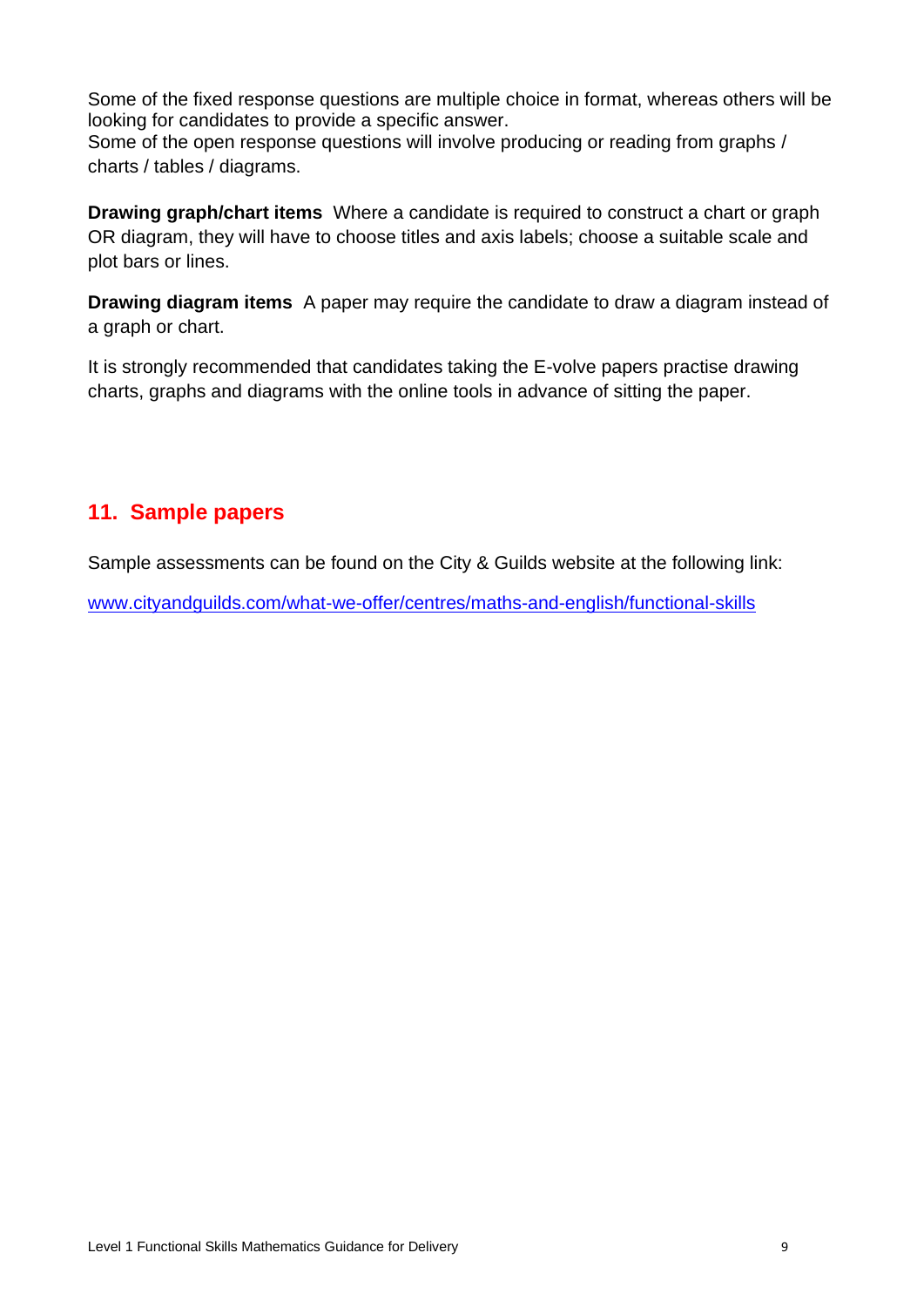Some of the fixed response questions are multiple choice in format, whereas others will be looking for candidates to provide a specific answer.
Some of the open response questions will involve producing or reading from graphs / charts / tables / diagrams.

**Drawing graph/chart items** Where a candidate is required to construct a chart or graph OR diagram, they will have to choose titles and axis labels; choose a suitable scale and plot bars or lines.

**Drawing diagram items** A paper may require the candidate to draw a diagram instead of a graph or chart.

It is strongly recommended that candidates taking the E-volve papers practise drawing charts, graphs and diagrams with the online tools in advance of sitting the paper.

## 11. Sample papers

Sample assessments can be found on the City & Guilds website at the following link:

[www.cityandguilds.com/what-we-offer/centres/maths-and-english/functional-skills](http://www.cityandguilds.com/what-we-offer/centres/maths-and-english/functional-skills)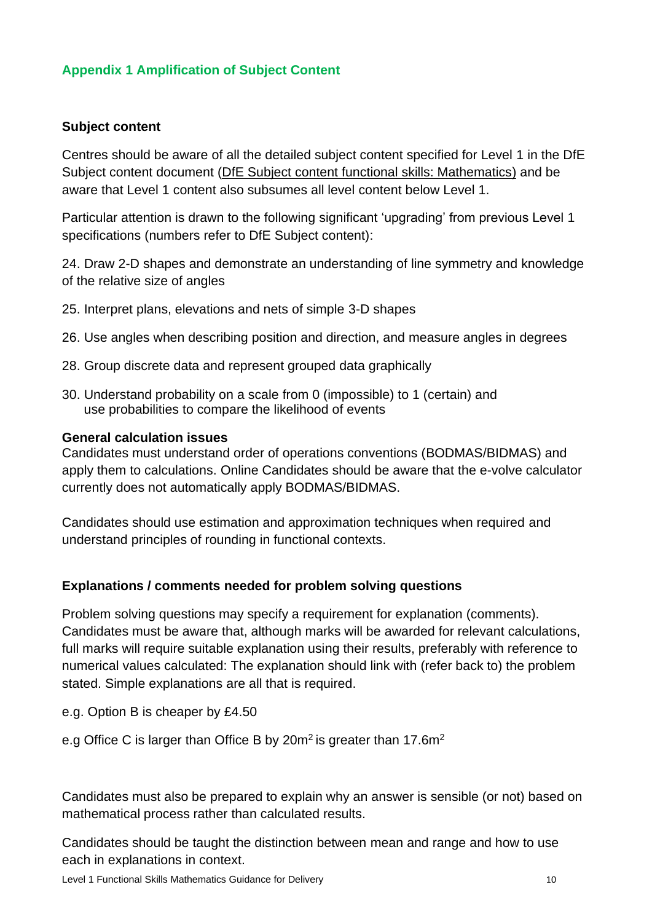## Appendix 1 Amplification of Subject Content

### Subject content

Centres should be aware of all the detailed subject content specified for Level 1 in the DfE Subject content document (DfE Subject content functional skills: Mathematics) and be aware that Level 1 content also subsumes all level content below Level 1.

Particular attention is drawn to the following significant 'upgrading' from previous Level 1 specifications (numbers refer to DfE Subject content):

24. Draw 2-D shapes and demonstrate an understanding of line symmetry and knowledge of the relative size of angles

25. Interpret plans, elevations and nets of simple 3-D shapes

26. Use angles when describing position and direction, and measure angles in degrees

28. Group discrete data and represent grouped data graphically

30. Understand probability on a scale from 0 (impossible) to 1 (certain) and use probabilities to compare the likelihood of events

**General calculation issues**

Candidates must understand order of operations conventions (BODMAS/BIDMAS) and apply them to calculations. Online Candidates should be aware that the e-volve calculator currently does not automatically apply BODMAS/BIDMAS.

Candidates should use estimation and approximation techniques when required and understand principles of rounding in functional contexts.

### Explanations / comments needed for problem solving questions

Problem solving questions may specify a requirement for explanation (comments). Candidates must be aware that, although marks will be awarded for relevant calculations, full marks will require suitable explanation using their results, preferably with reference to numerical values calculated: The explanation should link with (refer back to) the problem stated. Simple explanations are all that is required.

e.g. Option B is cheaper by £4.50

e.g Office C is larger than Office B by 20m$^2$ is greater than 17.6m$^2$

Candidates must also be prepared to explain why an answer is sensible (or not) based on mathematical process rather than calculated results.

Candidates should be taught the distinction between mean and range and how to use each in explanations in context.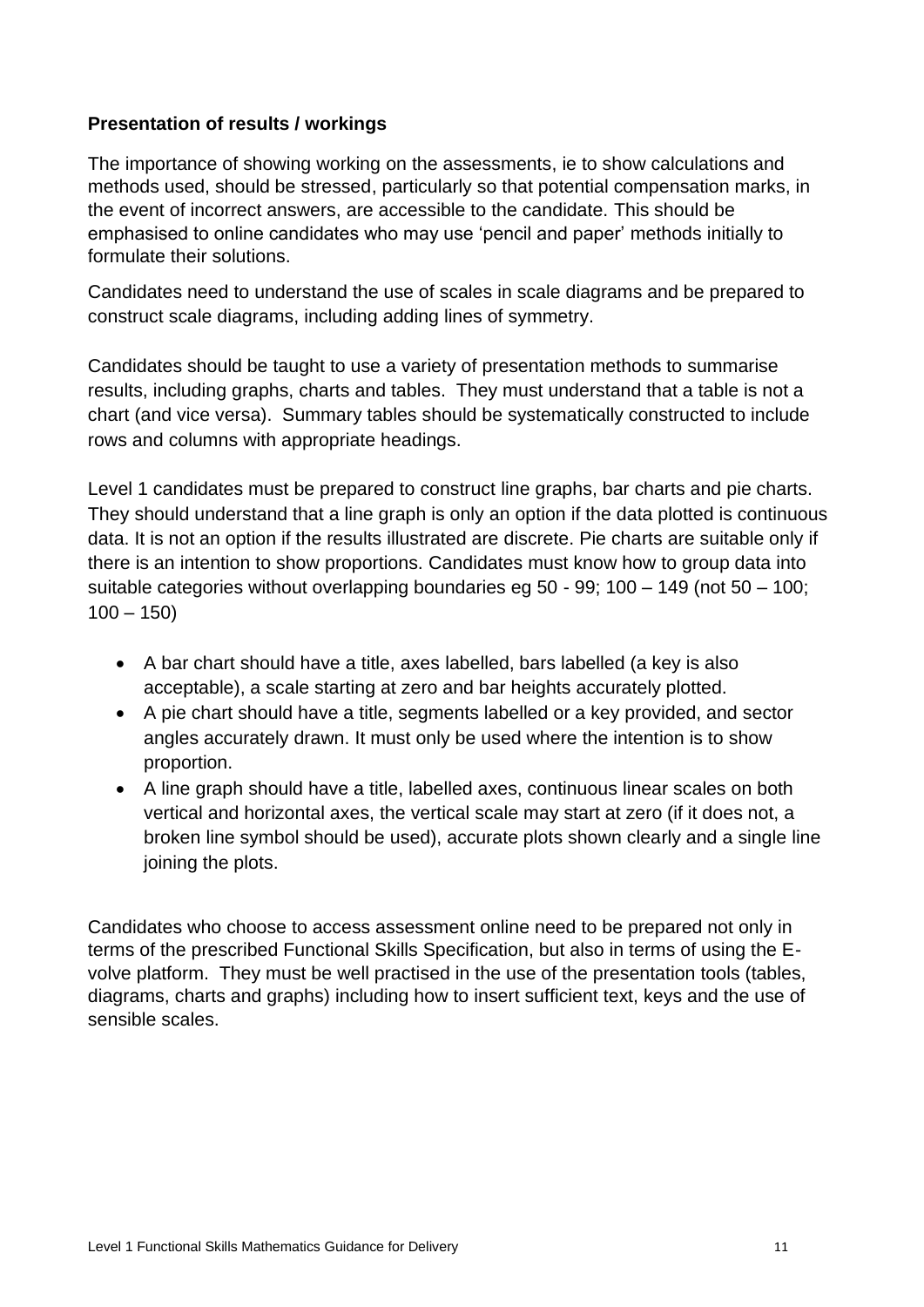**Presentation of results / workings**

The importance of showing working on the assessments, ie to show calculations and methods used, should be stressed, particularly so that potential compensation marks, in the event of incorrect answers, are accessible to the candidate. This should be emphasised to online candidates who may use 'pencil and paper' methods initially to formulate their solutions.

Candidates need to understand the use of scales in scale diagrams and be prepared to construct scale diagrams, including adding lines of symmetry.

Candidates should be taught to use a variety of presentation methods to summarise results, including graphs, charts and tables. They must understand that a table is not a chart (and vice versa). Summary tables should be systematically constructed to include rows and columns with appropriate headings.

Level 1 candidates must be prepared to construct line graphs, bar charts and pie charts. They should understand that a line graph is only an option if the data plotted is continuous data. It is not an option if the results illustrated are discrete. Pie charts are suitable only if there is an intention to show proportions. Candidates must know how to group data into suitable categories without overlapping boundaries eg 50 - 99; 100 – 149 (not 50 – 100; 100 – 150)

- A bar chart should have a title, axes labelled, bars labelled (a key is also acceptable), a scale starting at zero and bar heights accurately plotted.
- A pie chart should have a title, segments labelled or a key provided, and sector angles accurately drawn. It must only be used where the intention is to show proportion.
- A line graph should have a title, labelled axes, continuous linear scales on both vertical and horizontal axes, the vertical scale may start at zero (if it does not, a broken line symbol should be used), accurate plots shown clearly and a single line joining the plots.

Candidates who choose to access assessment online need to be prepared not only in terms of the prescribed Functional Skills Specification, but also in terms of using the E-volve platform. They must be well practised in the use of the presentation tools (tables, diagrams, charts and graphs) including how to insert sufficient text, keys and the use of sensible scales.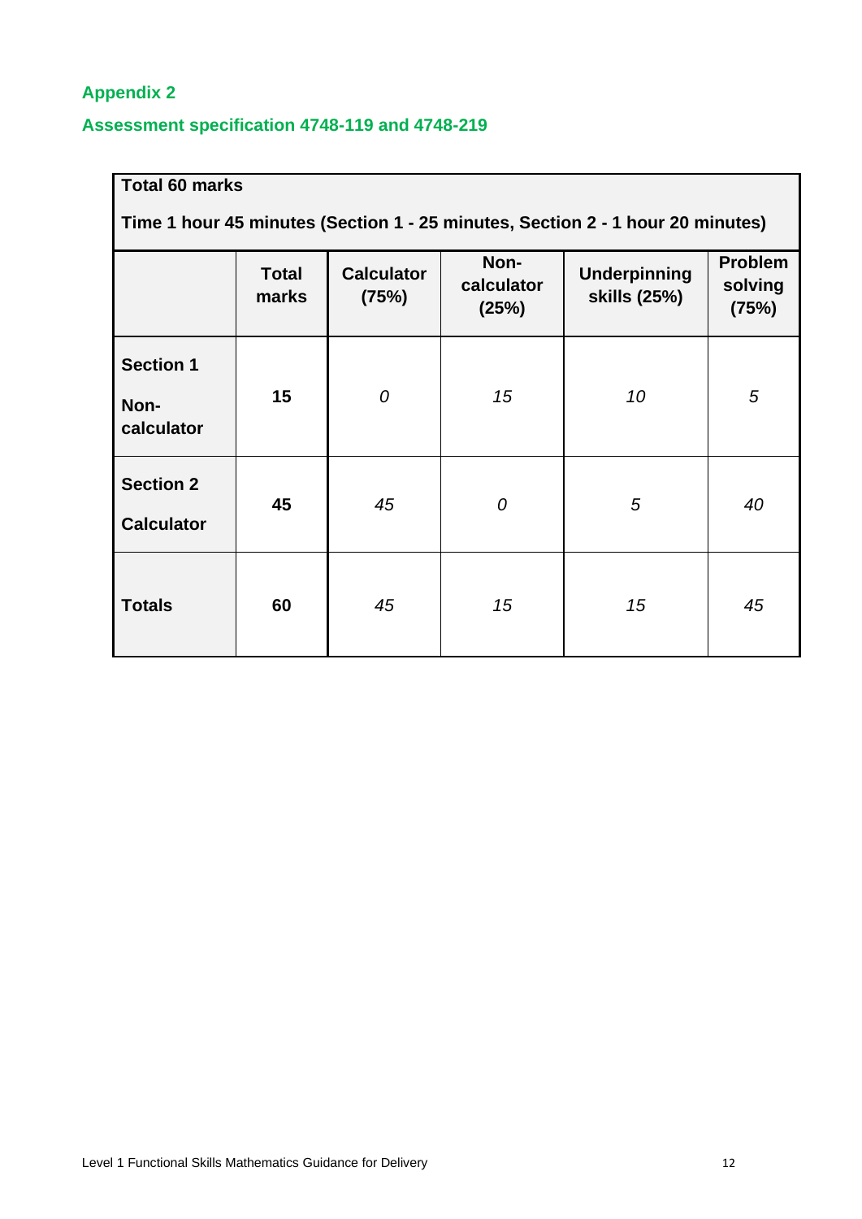## Appendix 2

### Assessment specification 4748-119 and 4748-219

**Total 60 marks**

**Time 1 hour 45 minutes (Section 1 - 25 minutes, Section 2 - 1 hour 20 minutes)**

| | Total marks | Calculator (75%) | Non-calculator (25%) | Underpinning skills (25%) | Problem solving (75%) |
|---|---|---|---|---|---|
| **Section 1 Non-calculator** | **15** | *0* | *15* | *10* | *5* |
| **Section 2 Calculator** | **45** | *45* | *0* | *5* | *40* |
| **Totals** | **60** | *45* | *15* | *15* | *45* |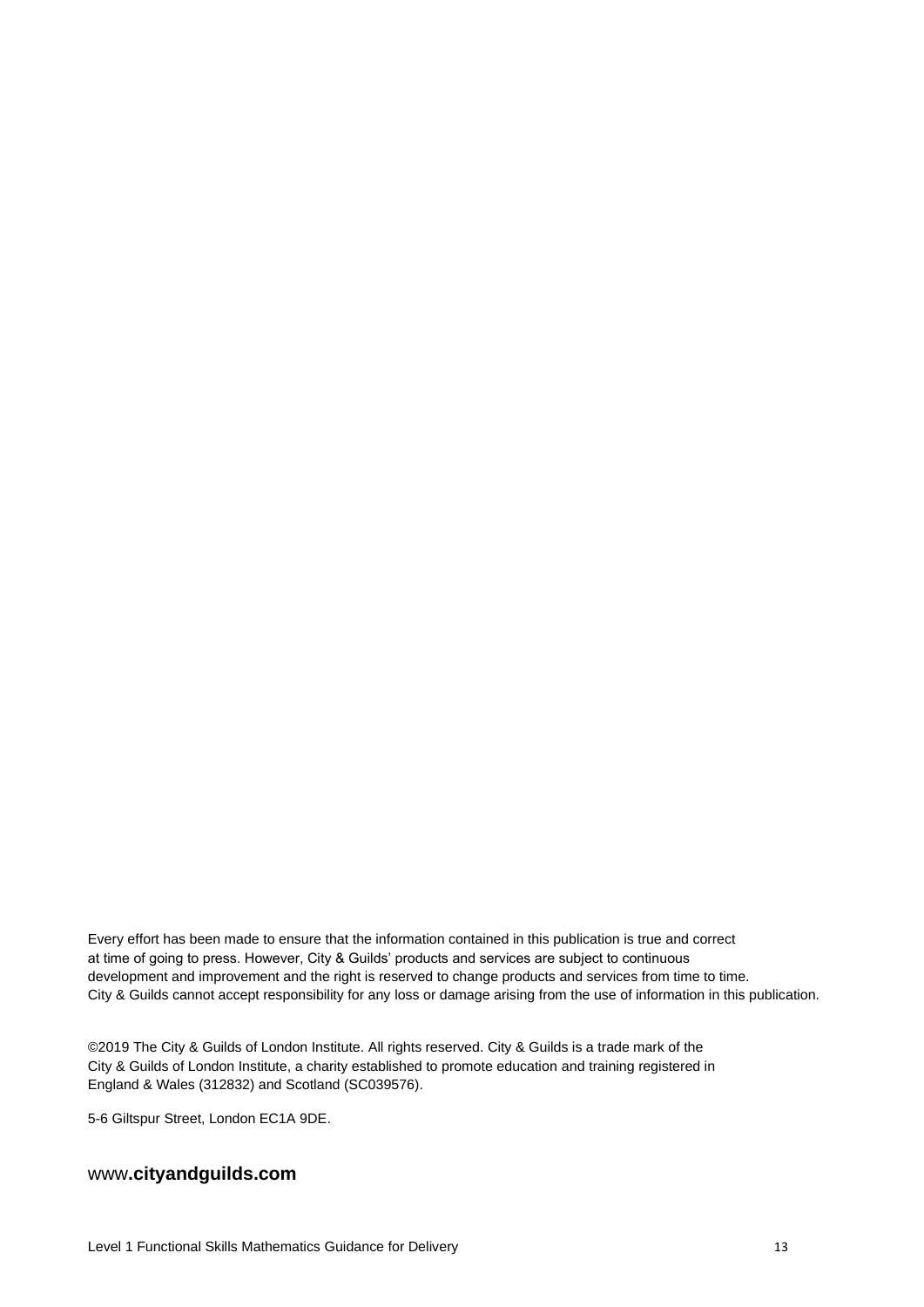Every effort has been made to ensure that the information contained in this publication is true and correct at time of going to press. However, City & Guilds' products and services are subject to continuous development and improvement and the right is reserved to change products and services from time to time. City & Guilds cannot accept responsibility for any loss or damage arising from the use of information in this publication.

©2019 The City & Guilds of London Institute. All rights reserved. City & Guilds is a trade mark of the City & Guilds of London Institute, a charity established to promote education and training registered in England & Wales (312832) and Scotland (SC039576).

5-6 Giltspur Street, London EC1A 9DE.

www**.cityandguilds.com**